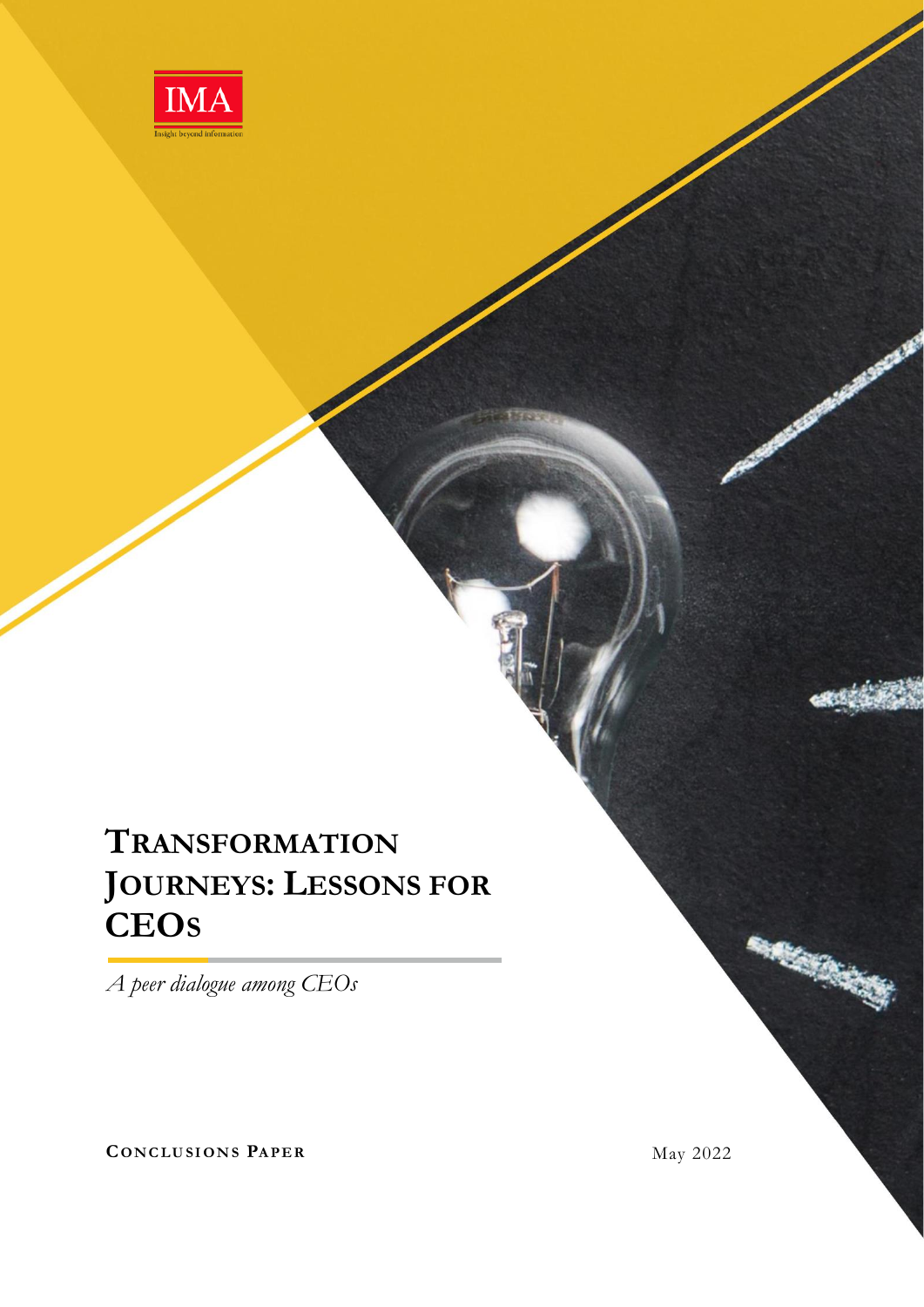IMA

Insight beyond information

# Transformation Journeys: Lessons for CEOs

*A peer dialogue among CEOs*

**Conclusions Paper**

May 2022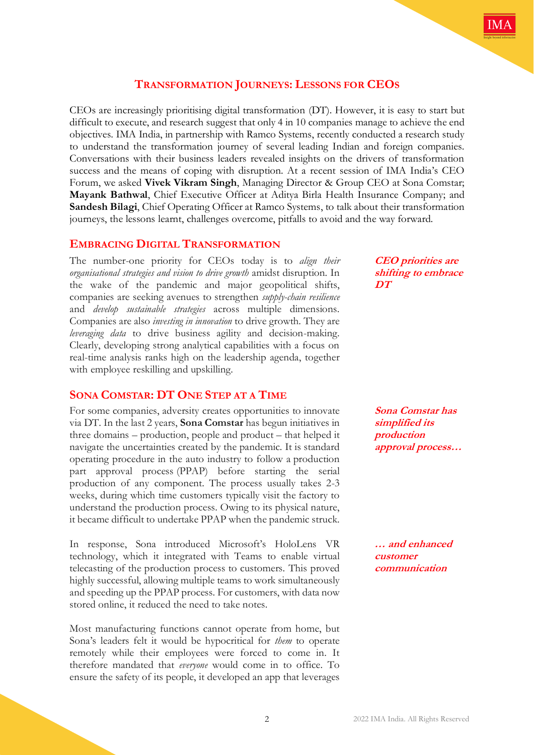## Transformation Journeys: Lessons for CEOs

CEOs are increasingly prioritising digital transformation (DT). However, it is easy to start but difficult to execute, and research suggest that only 4 in 10 companies manage to achieve the end objectives. IMA India, in partnership with Ramco Systems, recently conducted a research study to understand the transformation journey of several leading Indian and foreign companies. Conversations with their business leaders revealed insights on the drivers of transformation success and the means of coping with disruption. At a recent session of IMA India's CEO Forum, we asked **Vivek Vikram Singh**, Managing Director & Group CEO at Sona Comstar; **Mayank Bathwal**, Chief Executive Officer at Aditya Birla Health Insurance Company; and **Sandesh Bilagi**, Chief Operating Officer at Ramco Systems, to talk about their transformation journeys, the lessons learnt, challenges overcome, pitfalls to avoid and the way forward.

### Embracing Digital Transformation

***CEO priorities are shifting to embrace DT***

The number-one priority for CEOs today is to *align their organisational strategies and vision to drive growth* amidst disruption. In the wake of the pandemic and major geopolitical shifts, companies are seeking avenues to strengthen *supply-chain resilience* and *develop sustainable strategies* across multiple dimensions. Companies are also *investing in innovation* to drive growth. They are *leveraging data* to drive business agility and decision-making. Clearly, developing strong analytical capabilities with a focus on real-time analysis ranks high on the leadership agenda, together with employee reskilling and upskilling.

### Sona Comstar: DT One Step at a Time

***Sona Comstar has simplified its production approval process…***

For some companies, adversity creates opportunities to innovate via DT. In the last 2 years, **Sona Comstar** has begun initiatives in three domains – production, people and product – that helped it navigate the uncertainties created by the pandemic. It is standard operating procedure in the auto industry to follow a production part approval process (PPAP) before starting the serial production of any component. The process usually takes 2-3 weeks, during which time customers typically visit the factory to understand the production process. Owing to its physical nature, it became difficult to undertake PPAP when the pandemic struck.

***… and enhanced customer communication***

In response, Sona introduced Microsoft's HoloLens VR technology, which it integrated with Teams to enable virtual telecasting of the production process to customers. This proved highly successful, allowing multiple teams to work simultaneously and speeding up the PPAP process. For customers, with data now stored online, it reduced the need to take notes.

Most manufacturing functions cannot operate from home, but Sona's leaders felt it would be hypocritical for *them* to operate remotely while their employees were forced to come in. It therefore mandated that *everyone* would come in to office. To ensure the safety of its people, it developed an app that leverages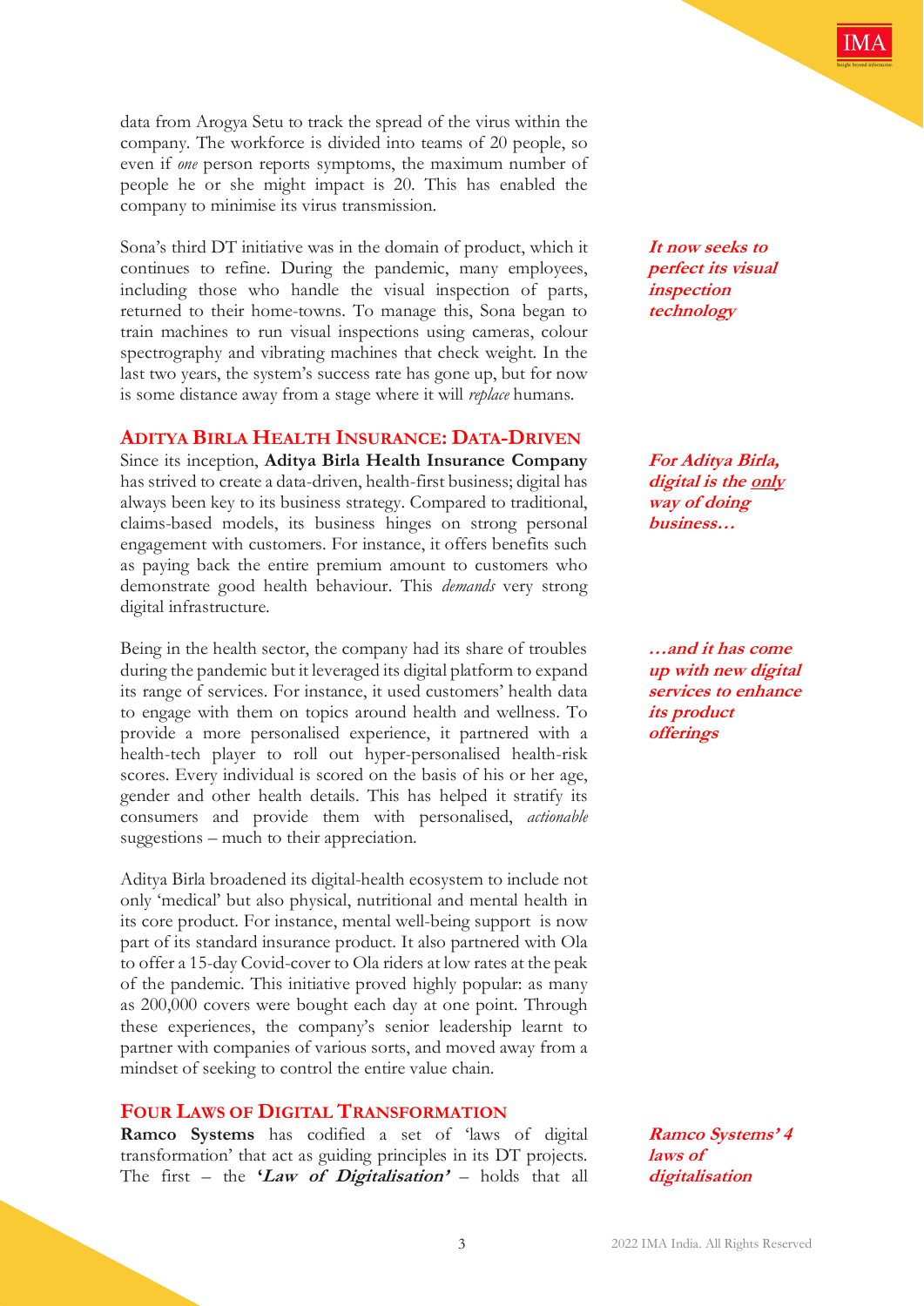data from Arogya Setu to track the spread of the virus within the company. The workforce is divided into teams of 20 people, so even if *one* person reports symptoms, the maximum number of people he or she might impact is 20. This has enabled the company to minimise its virus transmission.

Sona's third DT initiative was in the domain of product, which it continues to refine. During the pandemic, many employees, including those who handle the visual inspection of parts, returned to their home-towns. To manage this, Sona began to train machines to run visual inspections using cameras, colour spectrography and vibrating machines that check weight. In the last two years, the system's success rate has gone up, but for now is some distance away from a stage where it will *replace* humans.

***It now seeks to perfect its visual inspection technology***

## Aditya Birla Health Insurance: Data-Driven

Since its inception, **Aditya Birla Health Insurance Company** has strived to create a data-driven, health-first business; digital has always been key to its business strategy. Compared to traditional, claims-based models, its business hinges on strong personal engagement with customers. For instance, it offers benefits such as paying back the entire premium amount to customers who demonstrate good health behaviour. This *demands* very strong digital infrastructure.

***For Aditya Birla, digital is the only way of doing business…***

Being in the health sector, the company had its share of troubles during the pandemic but it leveraged its digital platform to expand its range of services. For instance, it used customers' health data to engage with them on topics around health and wellness. To provide a more personalised experience, it partnered with a health-tech player to roll out hyper-personalised health-risk scores. Every individual is scored on the basis of his or her age, gender and other health details. This has helped it stratify its consumers and provide them with personalised, *actionable* suggestions – much to their appreciation.

***…and it has come up with new digital services to enhance its product offerings***

Aditya Birla broadened its digital-health ecosystem to include not only 'medical' but also physical, nutritional and mental health in its core product. For instance, mental well-being support is now part of its standard insurance product. It also partnered with Ola to offer a 15-day Covid-cover to Ola riders at low rates at the peak of the pandemic. This initiative proved highly popular: as many as 200,000 covers were bought each day at one point. Through these experiences, the company's senior leadership learnt to partner with companies of various sorts, and moved away from a mindset of seeking to control the entire value chain.

## Four Laws of Digital Transformation

**Ramco Systems** has codified a set of 'laws of digital transformation' that act as guiding principles in its DT projects. The first – the ***'Law of Digitalisation'*** – holds that all

***Ramco Systems' 4 laws of digitalisation***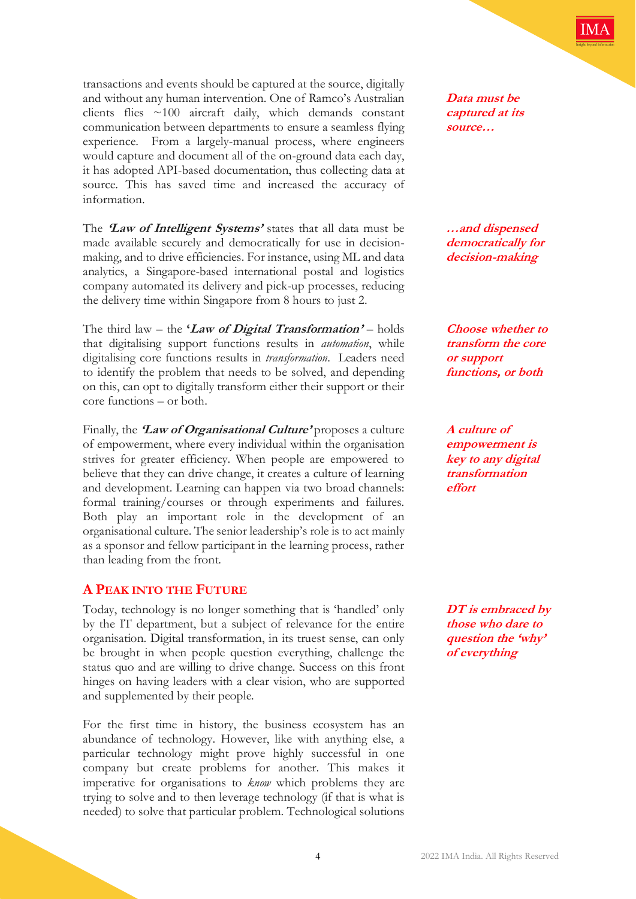transactions and events should be captured at the source, digitally and without any human intervention. One of Ramco's Australian clients flies ~100 aircraft daily, which demands constant communication between departments to ensure a seamless flying experience. From a largely-manual process, where engineers would capture and document all of the on-ground data each day, it has adopted API-based documentation, thus collecting data at source. This has saved time and increased the accuracy of information.

***Data must be captured at its source…***

The ***'Law of Intelligent Systems'*** states that all data must be made available securely and democratically for use in decision-making, and to drive efficiencies. For instance, using ML and data analytics, a Singapore-based international postal and logistics company automated its delivery and pick-up processes, reducing the delivery time within Singapore from 8 hours to just 2.

***…and dispensed democratically for decision-making***

The third law – the ***'Law of Digital Transformation'*** – holds that digitalising support functions results in *automation*, while digitalising core functions results in *transformation*. Leaders need to identify the problem that needs to be solved, and depending on this, can opt to digitally transform either their support or their core functions – or both.

***Choose whether to transform the core or support functions, or both***

Finally, the ***'Law of Organisational Culture'*** proposes a culture of empowerment, where every individual within the organisation strives for greater efficiency. When people are empowered to believe that they can drive change, it creates a culture of learning and development. Learning can happen via two broad channels: formal training/courses or through experiments and failures. Both play an important role in the development of an organisational culture. The senior leadership's role is to act mainly as a sponsor and fellow participant in the learning process, rather than leading from the front.

***A culture of empowerment is key to any digital transformation effort***

## A Peak into the Future

Today, technology is no longer something that is 'handled' only by the IT department, but a subject of relevance for the entire organisation. Digital transformation, in its truest sense, can only be brought in when people question everything, challenge the status quo and are willing to drive change. Success on this front hinges on having leaders with a clear vision, who are supported and supplemented by their people.

***DT is embraced by those who dare to question the 'why' of everything***

For the first time in history, the business ecosystem has an abundance of technology. However, like with anything else, a particular technology might prove highly successful in one company but create problems for another. This makes it imperative for organisations to *know* which problems they are trying to solve and to then leverage technology (if that is what is needed) to solve that particular problem. Technological solutions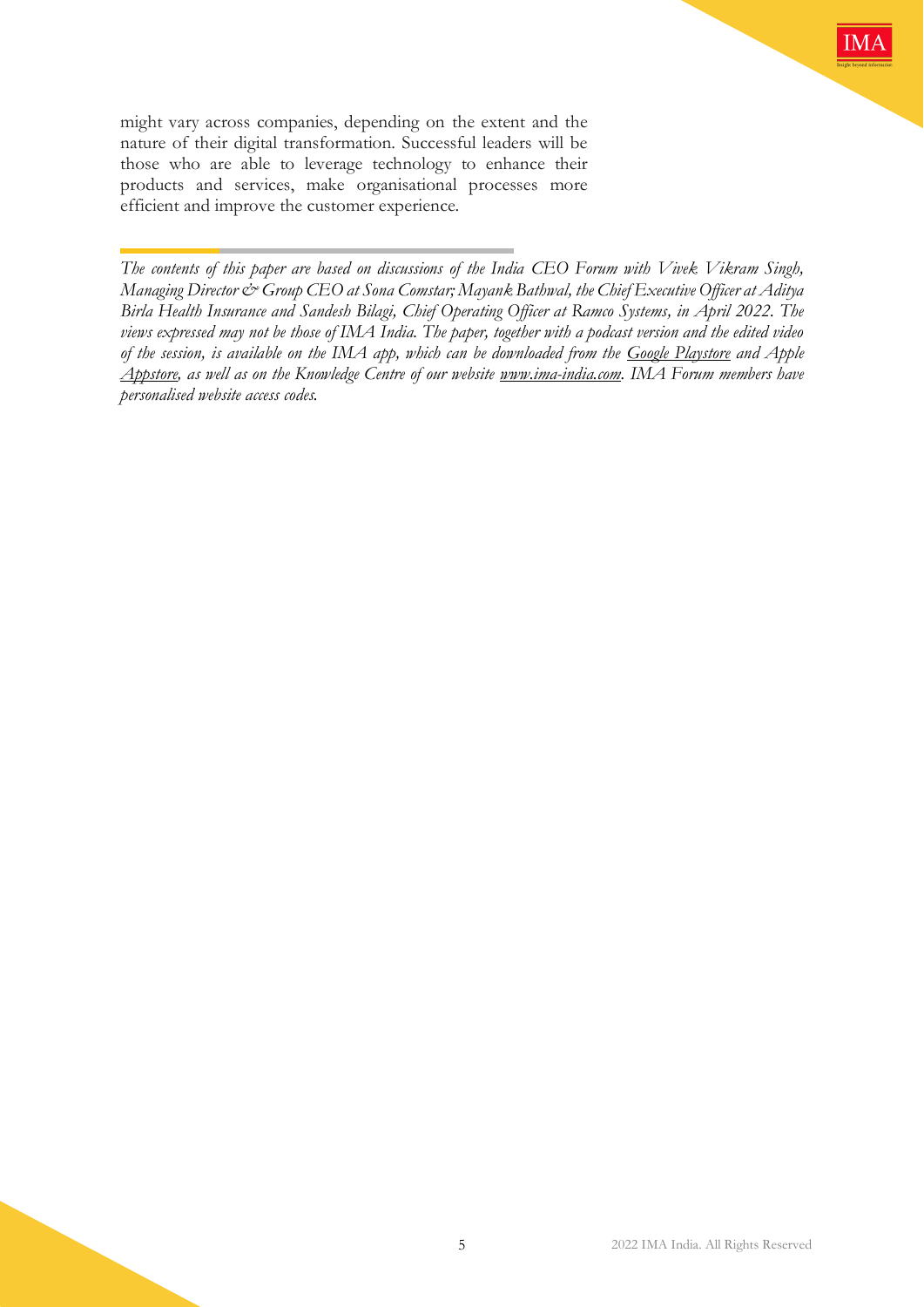might vary across companies, depending on the extent and the nature of their digital transformation. Successful leaders will be those who are able to leverage technology to enhance their products and services, make organisational processes more efficient and improve the customer experience.

---

*The contents of this paper are based on discussions of the India CEO Forum with Vivek Vikram Singh, Managing Director & Group CEO at Sona Comstar; Mayank Bathwal, the Chief Executive Officer at Aditya Birla Health Insurance and Sandesh Bilagi, Chief Operating Officer at Ramco Systems, in April 2022. The views expressed may not be those of IMA India. The paper, together with a podcast version and the edited video of the session, is available on the IMA app, which can be downloaded from the Google Playstore and Apple Appstore, as well as on the Knowledge Centre of our website www.ima-india.com. IMA Forum members have personalised website access codes.*